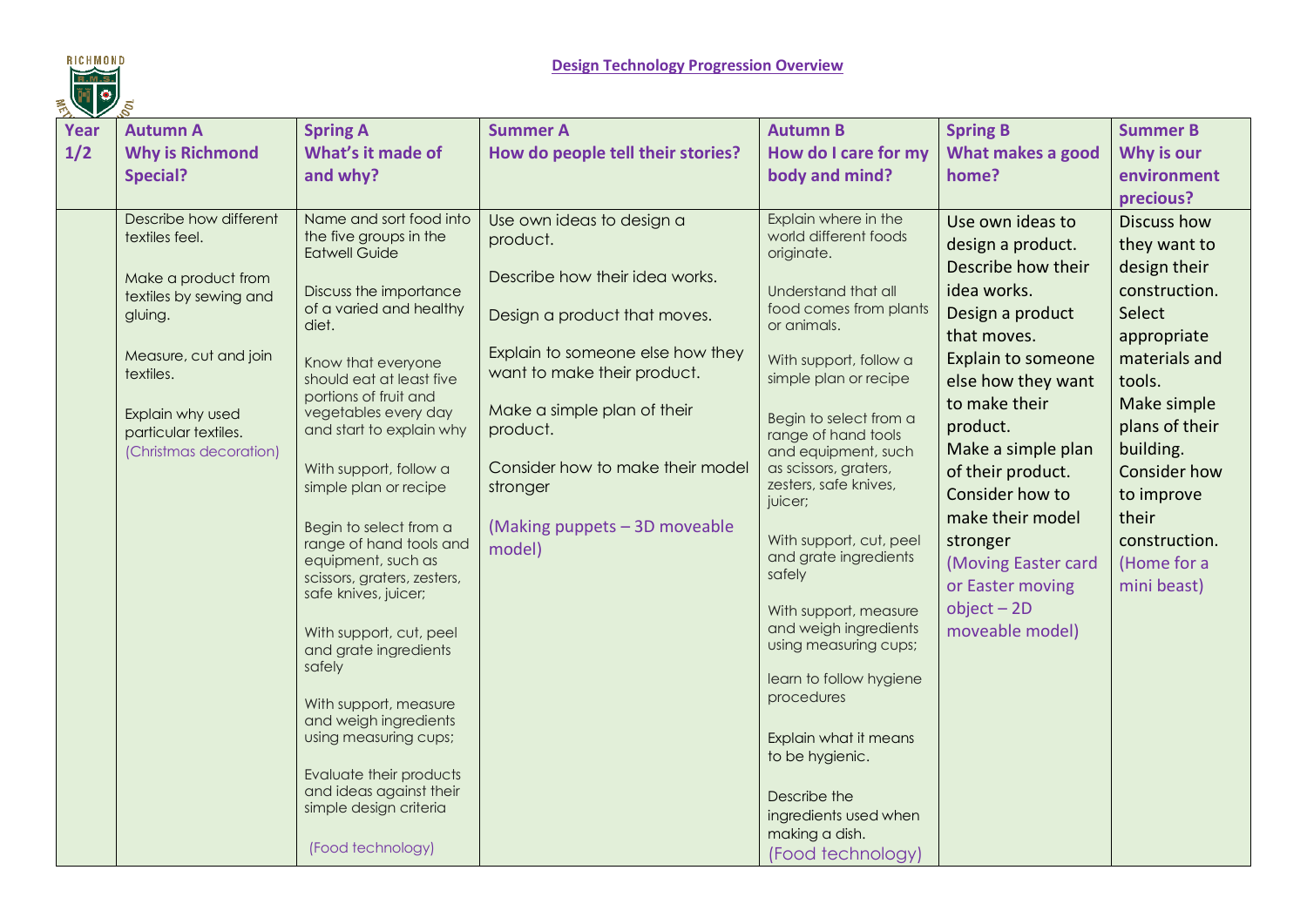# Design Technology Progression Overview

| Year | Autumn A<br>Why is Richmond Special? | Spring A<br>What's it made of and why? | Summer A<br>How do people tell their stories? | Autumn B<br>How do I care for my body and mind? | Spring B<br>What makes a good home? | Summer B<br>Why is our environment precious? |
|---|---|---|---|---|---|---|
| 1/2 | Describe how different textiles feel.<br><br>Make a product from textiles by sewing and gluing.<br><br>Measure, cut and join textiles.<br><br>Explain why used particular textiles.<br>(Christmas decoration) | Name and sort food into the five groups in the Eatwell Guide<br><br>Discuss the importance of a varied and healthy diet.<br><br>Know that everyone should eat at least five portions of fruit and vegetables every day and start to explain why<br><br>With support, follow a simple plan or recipe<br><br>Begin to select from a range of hand tools and equipment, such as scissors, graters, zesters, safe knives, juicer;<br><br>With support, cut, peel and grate ingredients safely<br><br>With support, measure and weigh ingredients using measuring cups;<br><br>Evaluate their products and ideas against their simple design criteria<br><br>(Food technology) | Use own ideas to design a product.<br><br>Describe how their idea works.<br><br>Design a product that moves.<br><br>Explain to someone else how they want to make their product.<br><br>Make a simple plan of their product.<br><br>Consider how to make their model stronger<br><br>(Making puppets – 3D moveable model) | Explain where in the world different foods originate.<br><br>Understand that all food comes from plants or animals.<br><br>With support, follow a simple plan or recipe<br><br>Begin to select from a range of hand tools and equipment, such as scissors, graters, zesters, safe knives, juicer;<br><br>With support, cut, peel and grate ingredients safely<br><br>With support, measure and weigh ingredients using measuring cups;<br><br>learn to follow hygiene procedures<br><br>Explain what it means to be hygienic.<br><br>Describe the ingredients used when making a dish.<br>(Food technology) | Use own ideas to design a product.<br>Describe how their idea works.<br>Design a product that moves.<br>Explain to someone else how they want to make their product.<br>Make a simple plan of their product.<br>Consider how to make their model stronger<br>(Moving Easter card or Easter moving object – 2D moveable model) | Discuss how they want to design their construction.<br>Select appropriate materials and tools.<br>Make simple plans of their building.<br>Consider how to improve their construction.<br>(Home for a mini beast) |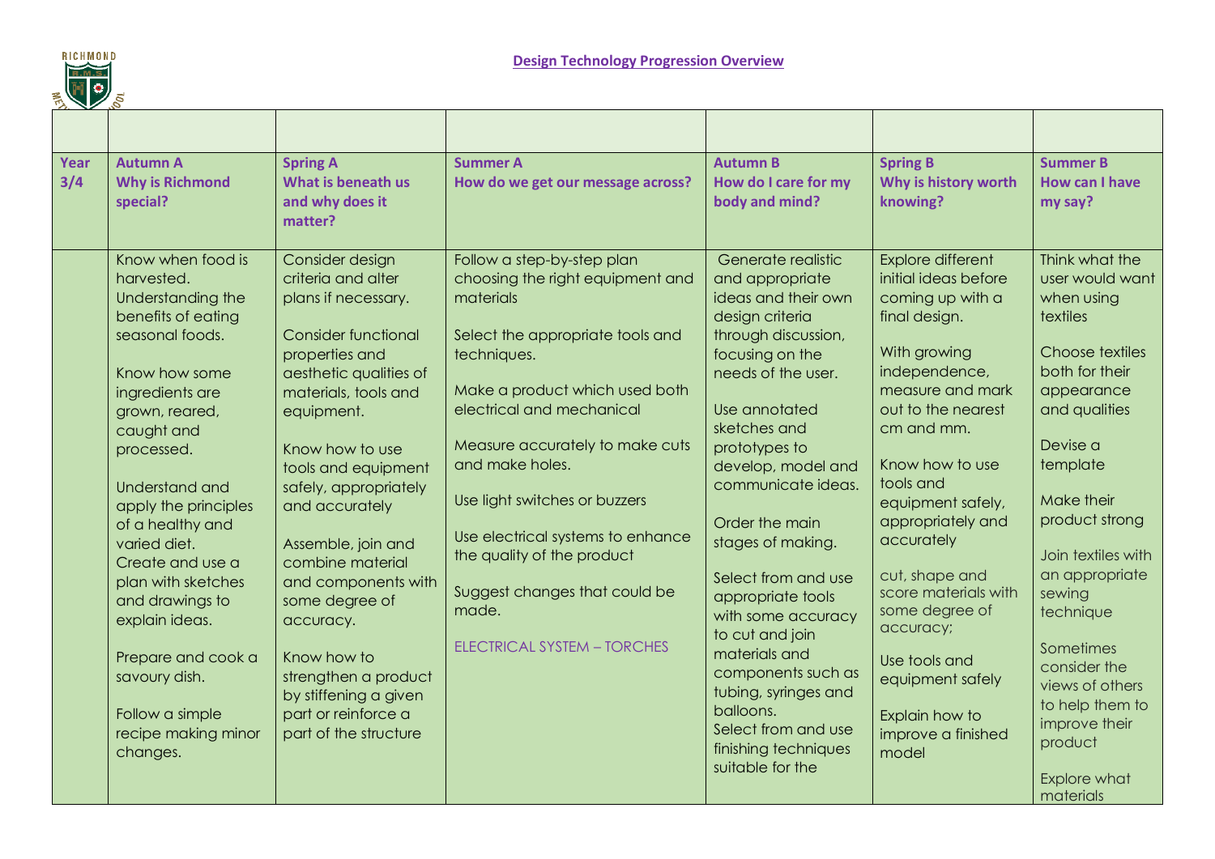## Design Technology Progression Overview

| | | | | | | |
|---|---|---|---|---|---|---|
| **Year 3/4** | **Autumn A**<br>**Why is Richmond special?** | **Spring A**<br>**What is beneath us and why does it matter?** | **Summer A**<br>**How do we get our message across?** | **Autumn B**<br>**How do I care for my body and mind?** | **Spring B**<br>**Why is history worth knowing?** | **Summer B**<br>**How can I have my say?** |
| | Know when food is harvested.<br>Understanding the benefits of eating seasonal foods.<br><br>Know how some ingredients are grown, reared, caught and processed.<br><br>Understand and apply the principles of a healthy and varied diet.<br>Create and use a plan with sketches and drawings to explain ideas.<br><br>Prepare and cook a savoury dish.<br><br>Follow a simple recipe making minor changes. | Consider design criteria and alter plans if necessary.<br><br>Consider functional properties and aesthetic qualities of materials, tools and equipment.<br><br>Know how to use tools and equipment safely, appropriately and accurately<br><br>Assemble, join and combine material and components with some degree of accuracy.<br><br>Know how to strengthen a product by stiffening a given part or reinforce a part of the structure | Follow a step-by-step plan choosing the right equipment and materials<br><br>Select the appropriate tools and techniques.<br><br>Make a product which used both electrical and mechanical<br><br>Measure accurately to make cuts and make holes.<br><br>Use light switches or buzzers<br><br>Use electrical systems to enhance the quality of the product<br><br>Suggest changes that could be made.<br><br>ELECTRICAL SYSTEM – TORCHES | Generate realistic and appropriate ideas and their own design criteria through discussion, focusing on the needs of the user.<br><br>Use annotated sketches and prototypes to develop, model and communicate ideas.<br><br>Order the main stages of making.<br><br>Select from and use appropriate tools with some accuracy to cut and join materials and components such as tubing, syringes and balloons.<br>Select from and use finishing techniques suitable for the | Explore different initial ideas before coming up with a final design.<br><br>With growing independence, measure and mark out to the nearest cm and mm.<br><br>Know how to use tools and equipment safely, appropriately and accurately<br><br>cut, shape and score materials with some degree of accuracy;<br><br>Use tools and equipment safely<br><br>Explain how to improve a finished model | Think what the user would want when using textiles<br><br>Choose textiles both for their appearance and qualities<br><br>Devise a template<br><br>Make their product strong<br><br>Join textiles with an appropriate sewing technique<br><br>Sometimes consider the views of others to help them to improve their product<br><br>Explore what materials |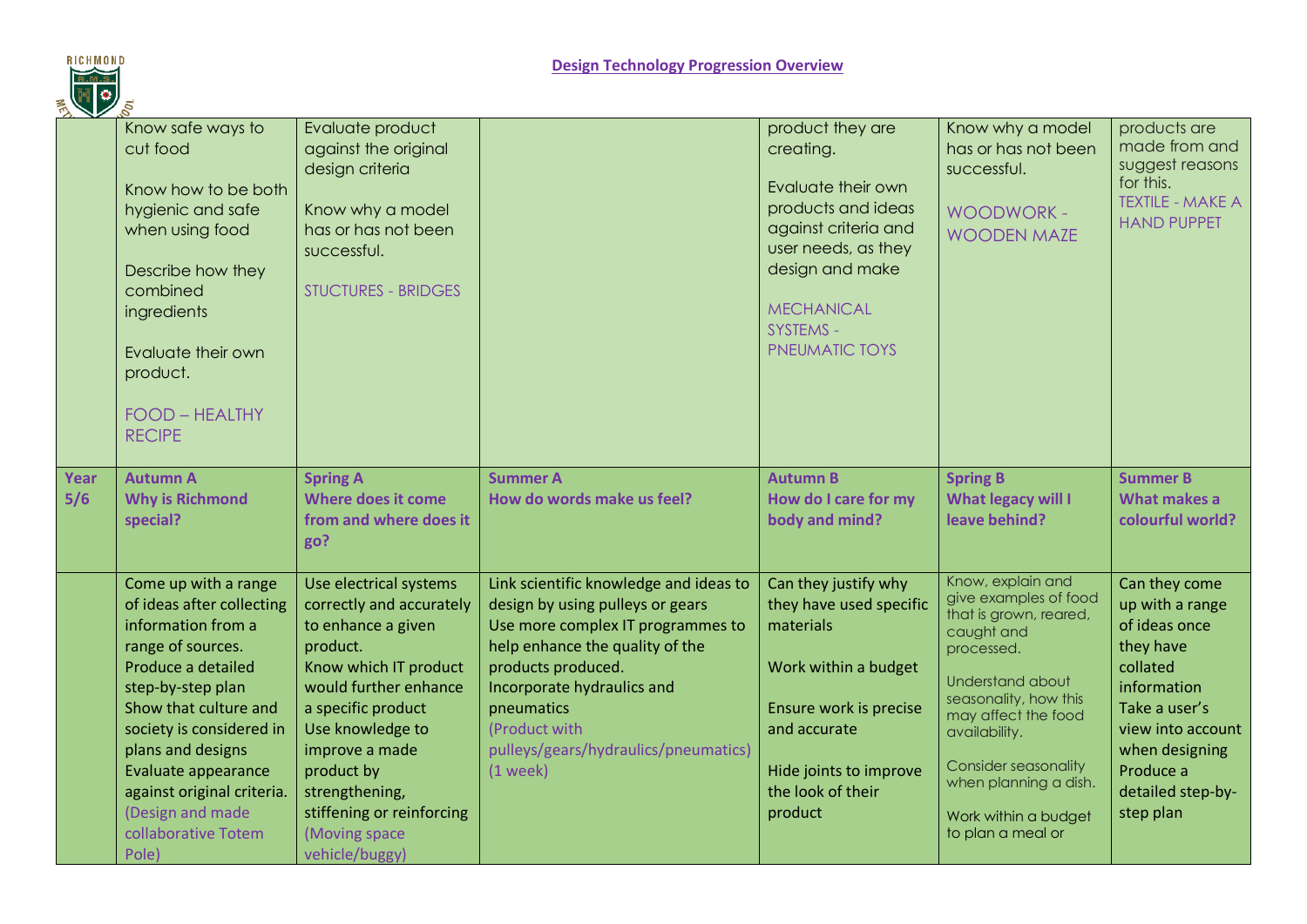## Design Technology Progression Overview

| | | | | | | |
|---|---|---|---|---|---|---|
| | Know safe ways to cut food<br><br>Know how to be both hygienic and safe when using food<br><br>Describe how they combined ingredients<br><br>Evaluate their own product.<br><br>FOOD – HEALTHY RECIPE | Evaluate product against the original design criteria<br><br>Know why a model has or has not been successful.<br><br>STUCTURES - BRIDGES | | product they are creating.<br><br>Evaluate their own products and ideas against criteria and user needs, as they design and make<br><br>MECHANICAL SYSTEMS - PNEUMATIC TOYS | Know why a model has or has not been successful.<br><br>WOODWORK - WOODEN MAZE | products are made from and suggest reasons for this.<br>TEXTILE - MAKE A HAND PUPPET |
| **Year 5/6** | **Autumn A**<br>**Why is Richmond special?** | **Spring A**<br>**Where does it come from and where does it go?** | **Summer A**<br>**How do words make us feel?** | **Autumn B**<br>**How do I care for my body and mind?** | **Spring B**<br>**What legacy will I leave behind?** | **Summer B**<br>**What makes a colourful world?** |
| | Come up with a range of ideas after collecting information from a range of sources.<br>Produce a detailed step-by-step plan<br>Show that culture and society is considered in plans and designs<br>Evaluate appearance against original criteria.<br>(Design and made collaborative Totem Pole) | Use electrical systems correctly and accurately to enhance a given product.<br>Know which IT product would further enhance a specific product<br>Use knowledge to improve a made product by strengthening, stiffening or reinforcing<br>(Moving space vehicle/buggy) | Link scientific knowledge and ideas to design by using pulleys or gears<br>Use more complex IT programmes to help enhance the quality of the products produced.<br>Incorporate hydraulics and pneumatics<br>(Product with pulleys/gears/hydraulics/pneumatics) (1 week) | Can they justify why they have used specific materials<br><br>Work within a budget<br><br>Ensure work is precise and accurate<br><br>Hide joints to improve the look of their product | Know, explain and give examples of food that is grown, reared, caught and processed.<br><br>Understand about seasonality, how this may affect the food availability.<br><br>Consider seasonality when planning a dish.<br><br>Work within a budget to plan a meal or | Can they come up with a range of ideas once they have collated information<br>Take a user's view into account when designing<br>Produce a detailed step-by-step plan |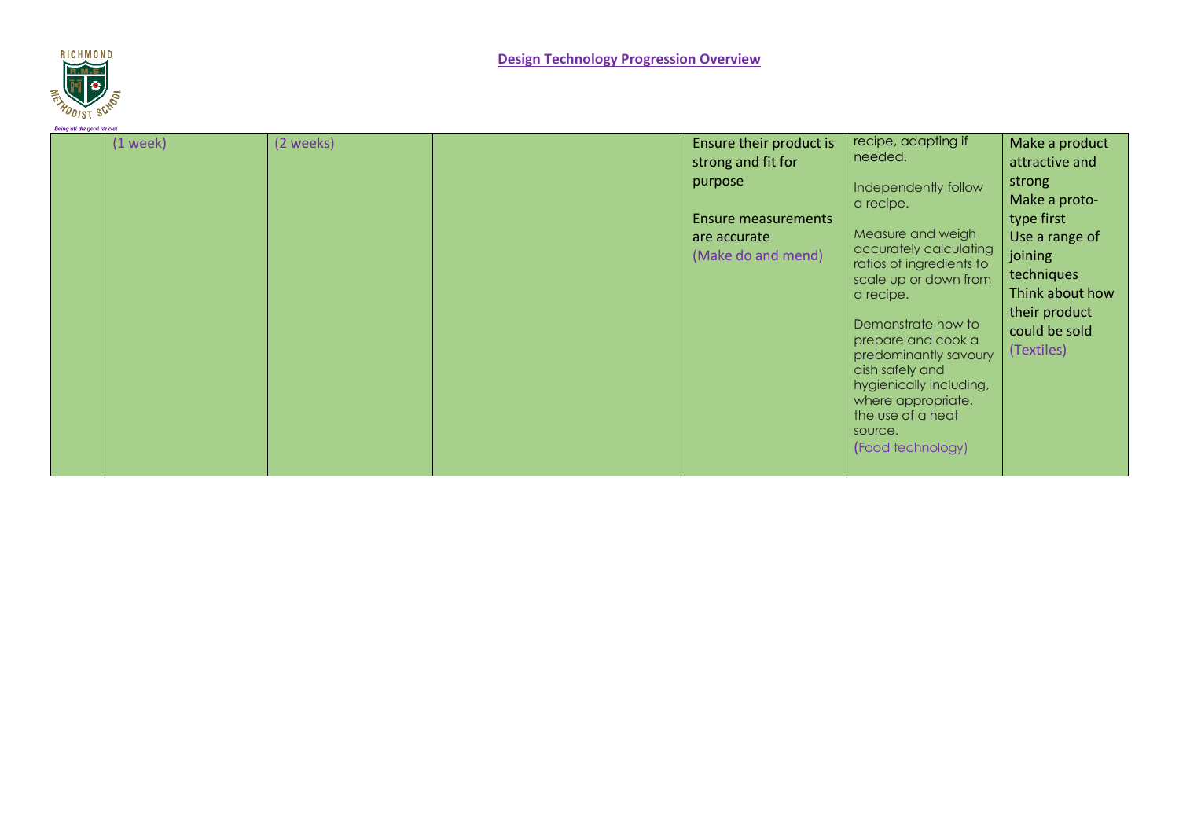## Design Technology Progression Overview

| | | | | | | |
|---|---|---|---|---|---|---|
| | (1 week) | (2 weeks) | | Ensure their product is strong and fit for purpose<br><br>Ensure measurements are accurate<br>(Make do and mend) | recipe, adapting if needed.<br><br>Independently follow a recipe.<br><br>Measure and weigh accurately calculating ratios of ingredients to scale up or down from a recipe.<br><br>Demonstrate how to prepare and cook a predominantly savoury dish safely and hygienically including, where appropriate, the use of a heat source.<br>(Food technology) | Make a product attractive and strong<br>Make a proto-type first<br>Use a range of joining techniques<br>Think about how their product could be sold<br>(Textiles) |